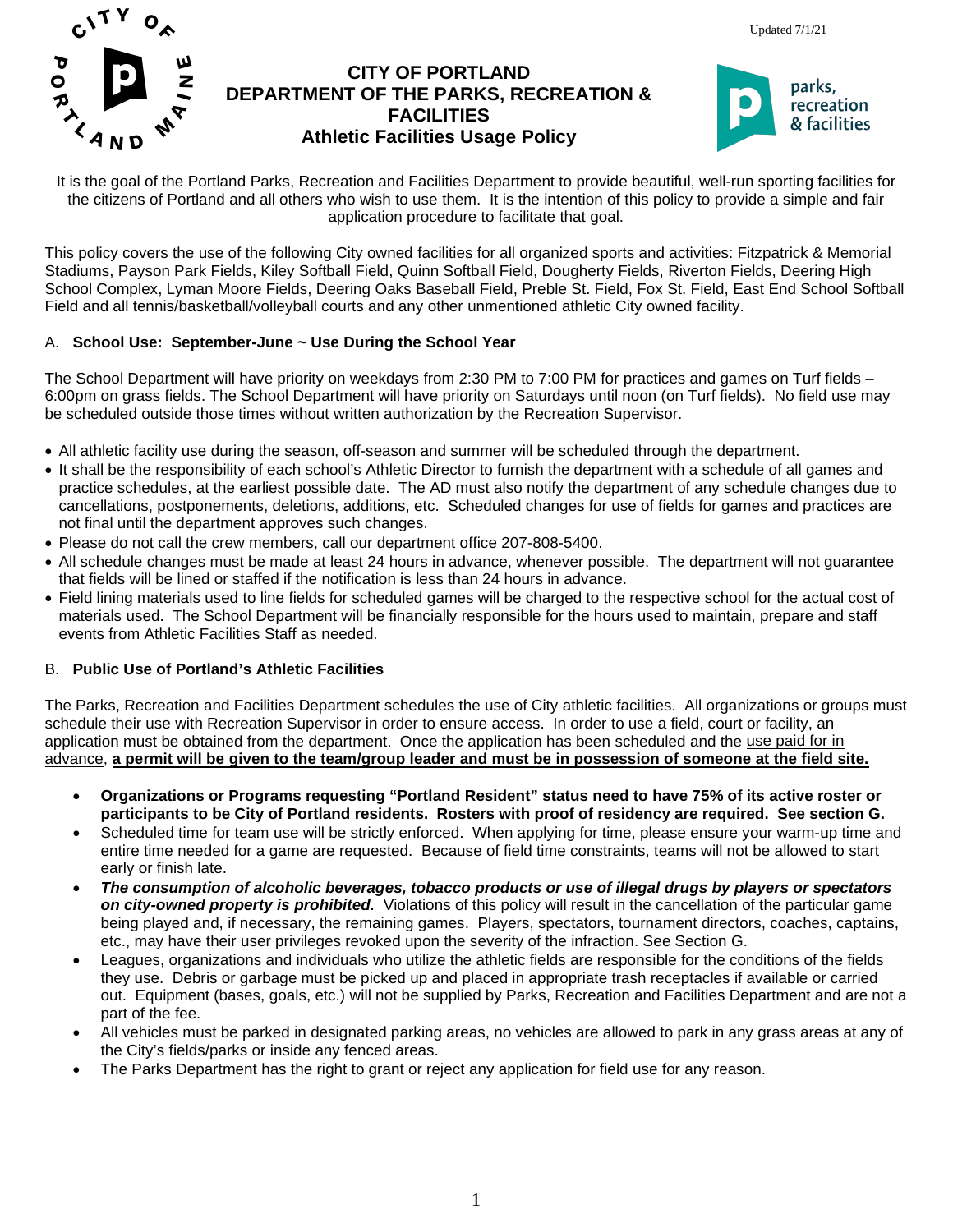Updated 7/1/21

# CITY OF PORTLAND
# DEPARTMENT OF THE PARKS, RECREATION & FACILITIES
## Athletic Facilities Usage Policy

It is the goal of the Portland Parks, Recreation and Facilities Department to provide beautiful, well-run sporting facilities for the citizens of Portland and all others who wish to use them. It is the intention of this policy to provide a simple and fair application procedure to facilitate that goal.

This policy covers the use of the following City owned facilities for all organized sports and activities: Fitzpatrick & Memorial Stadiums, Payson Park Fields, Kiley Softball Field, Quinn Softball Field, Dougherty Fields, Riverton Fields, Deering High School Complex, Lyman Moore Fields, Deering Oaks Baseball Field, Preble St. Field, Fox St. Field, East End School Softball Field and all tennis/basketball/volleyball courts and any other unmentioned athletic City owned facility.

### A. School Use: September-June ~ Use During the School Year

The School Department will have priority on weekdays from 2:30 PM to 7:00 PM for practices and games on Turf fields – 6:00pm on grass fields. The School Department will have priority on Saturdays until noon (on Turf fields). No field use may be scheduled outside those times without written authorization by the Recreation Supervisor.

- All athletic facility use during the season, off-season and summer will be scheduled through the department.
- It shall be the responsibility of each school's Athletic Director to furnish the department with a schedule of all games and practice schedules, at the earliest possible date. The AD must also notify the department of any schedule changes due to cancellations, postponements, deletions, additions, etc. Scheduled changes for use of fields for games and practices are not final until the department approves such changes.
- Please do not call the crew members, call our department office 207-808-5400.
- All schedule changes must be made at least 24 hours in advance, whenever possible. The department will not guarantee that fields will be lined or staffed if the notification is less than 24 hours in advance.
- Field lining materials used to line fields for scheduled games will be charged to the respective school for the actual cost of materials used. The School Department will be financially responsible for the hours used to maintain, prepare and staff events from Athletic Facilities Staff as needed.

### B. Public Use of Portland's Athletic Facilities

The Parks, Recreation and Facilities Department schedules the use of City athletic facilities. All organizations or groups must schedule their use with Recreation Supervisor in order to ensure access. In order to use a field, court or facility, an application must be obtained from the department. Once the application has been scheduled and the use paid for in advance, **a permit will be given to the team/group leader and must be in possession of someone at the field site.**

- **Organizations or Programs requesting "Portland Resident" status need to have 75% of its active roster or participants to be City of Portland residents. Rosters with proof of residency are required. See section G.**
- Scheduled time for team use will be strictly enforced. When applying for time, please ensure your warm-up time and entire time needed for a game are requested. Because of field time constraints, teams will not be allowed to start early or finish late.
- ***The consumption of alcoholic beverages, tobacco products or use of illegal drugs by players or spectators on city-owned property is prohibited.*** Violations of this policy will result in the cancellation of the particular game being played and, if necessary, the remaining games. Players, spectators, tournament directors, coaches, captains, etc., may have their user privileges revoked upon the severity of the infraction. See Section G.
- Leagues, organizations and individuals who utilize the athletic fields are responsible for the conditions of the fields they use. Debris or garbage must be picked up and placed in appropriate trash receptacles if available or carried out. Equipment (bases, goals, etc.) will not be supplied by Parks, Recreation and Facilities Department and are not a part of the fee.
- All vehicles must be parked in designated parking areas, no vehicles are allowed to park in any grass areas at any of the City's fields/parks or inside any fenced areas.
- The Parks Department has the right to grant or reject any application for field use for any reason.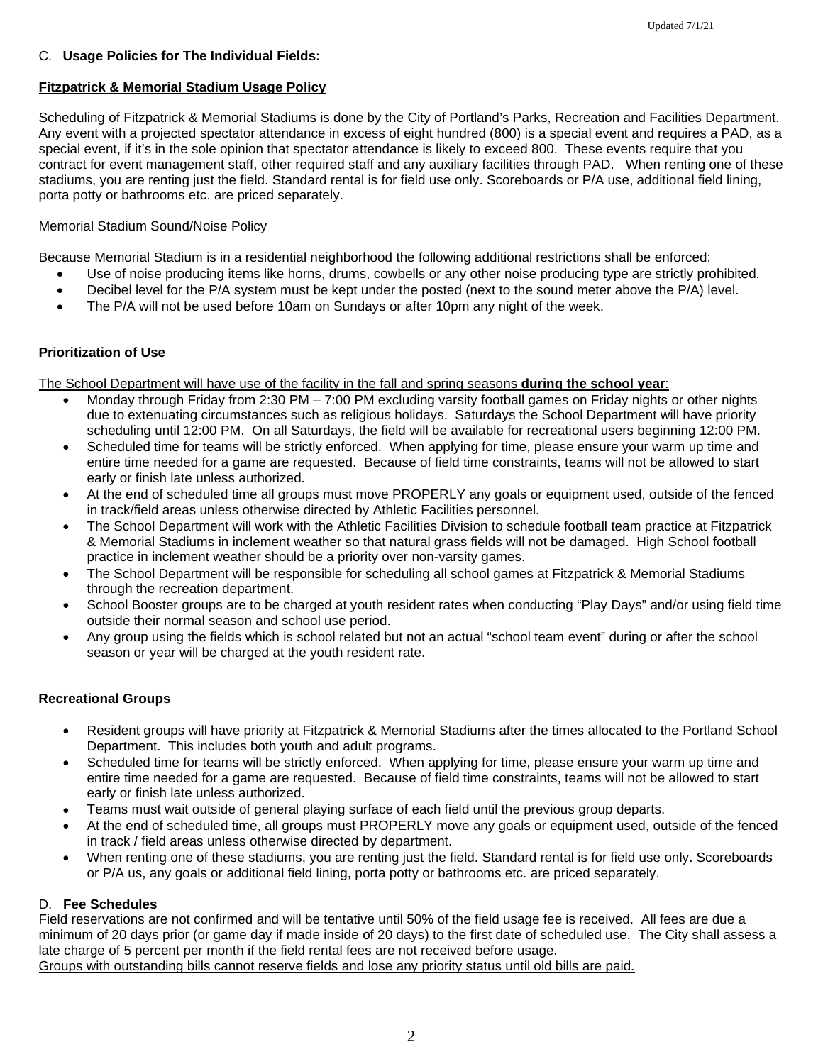C. **Usage Policies for The Individual Fields:**

**Fitzpatrick & Memorial Stadium Usage Policy**

Scheduling of Fitzpatrick & Memorial Stadiums is done by the City of Portland's Parks, Recreation and Facilities Department. Any event with a projected spectator attendance in excess of eight hundred (800) is a special event and requires a PAD, as a special event, if it's in the sole opinion that spectator attendance is likely to exceed 800. These events require that you contract for event management staff, other required staff and any auxiliary facilities through PAD. When renting one of these stadiums, you are renting just the field. Standard rental is for field use only. Scoreboards or P/A use, additional field lining, porta potty or bathrooms etc. are priced separately.

Memorial Stadium Sound/Noise Policy

Because Memorial Stadium is in a residential neighborhood the following additional restrictions shall be enforced:

- Use of noise producing items like horns, drums, cowbells or any other noise producing type are strictly prohibited.
- Decibel level for the P/A system must be kept under the posted (next to the sound meter above the P/A) level.
- The P/A will not be used before 10am on Sundays or after 10pm any night of the week.

**Prioritization of Use**

The School Department will have use of the facility in the fall and spring seasons **during the school year**:

- Monday through Friday from 2:30 PM – 7:00 PM excluding varsity football games on Friday nights or other nights due to extenuating circumstances such as religious holidays. Saturdays the School Department will have priority scheduling until 12:00 PM. On all Saturdays, the field will be available for recreational users beginning 12:00 PM.
- Scheduled time for teams will be strictly enforced. When applying for time, please ensure your warm up time and entire time needed for a game are requested. Because of field time constraints, teams will not be allowed to start early or finish late unless authorized.
- At the end of scheduled time all groups must move PROPERLY any goals or equipment used, outside of the fenced in track/field areas unless otherwise directed by Athletic Facilities personnel.
- The School Department will work with the Athletic Facilities Division to schedule football team practice at Fitzpatrick & Memorial Stadiums in inclement weather so that natural grass fields will not be damaged. High School football practice in inclement weather should be a priority over non-varsity games.
- The School Department will be responsible for scheduling all school games at Fitzpatrick & Memorial Stadiums through the recreation department.
- School Booster groups are to be charged at youth resident rates when conducting "Play Days" and/or using field time outside their normal season and school use period.
- Any group using the fields which is school related but not an actual "school team event" during or after the school season or year will be charged at the youth resident rate.

**Recreational Groups**

- Resident groups will have priority at Fitzpatrick & Memorial Stadiums after the times allocated to the Portland School Department. This includes both youth and adult programs.
- Scheduled time for teams will be strictly enforced. When applying for time, please ensure your warm up time and entire time needed for a game are requested. Because of field time constraints, teams will not be allowed to start early or finish late unless authorized.
- Teams must wait outside of general playing surface of each field until the previous group departs.
- At the end of scheduled time, all groups must PROPERLY move any goals or equipment used, outside of the fenced in track / field areas unless otherwise directed by department.
- When renting one of these stadiums, you are renting just the field. Standard rental is for field use only. Scoreboards or P/A us, any goals or additional field lining, porta potty or bathrooms etc. are priced separately.

D. **Fee Schedules**

Field reservations are not confirmed and will be tentative until 50% of the field usage fee is received. All fees are due a minimum of 20 days prior (or game day if made inside of 20 days) to the first date of scheduled use. The City shall assess a late charge of 5 percent per month if the field rental fees are not received before usage.

Groups with outstanding bills cannot reserve fields and lose any priority status until old bills are paid.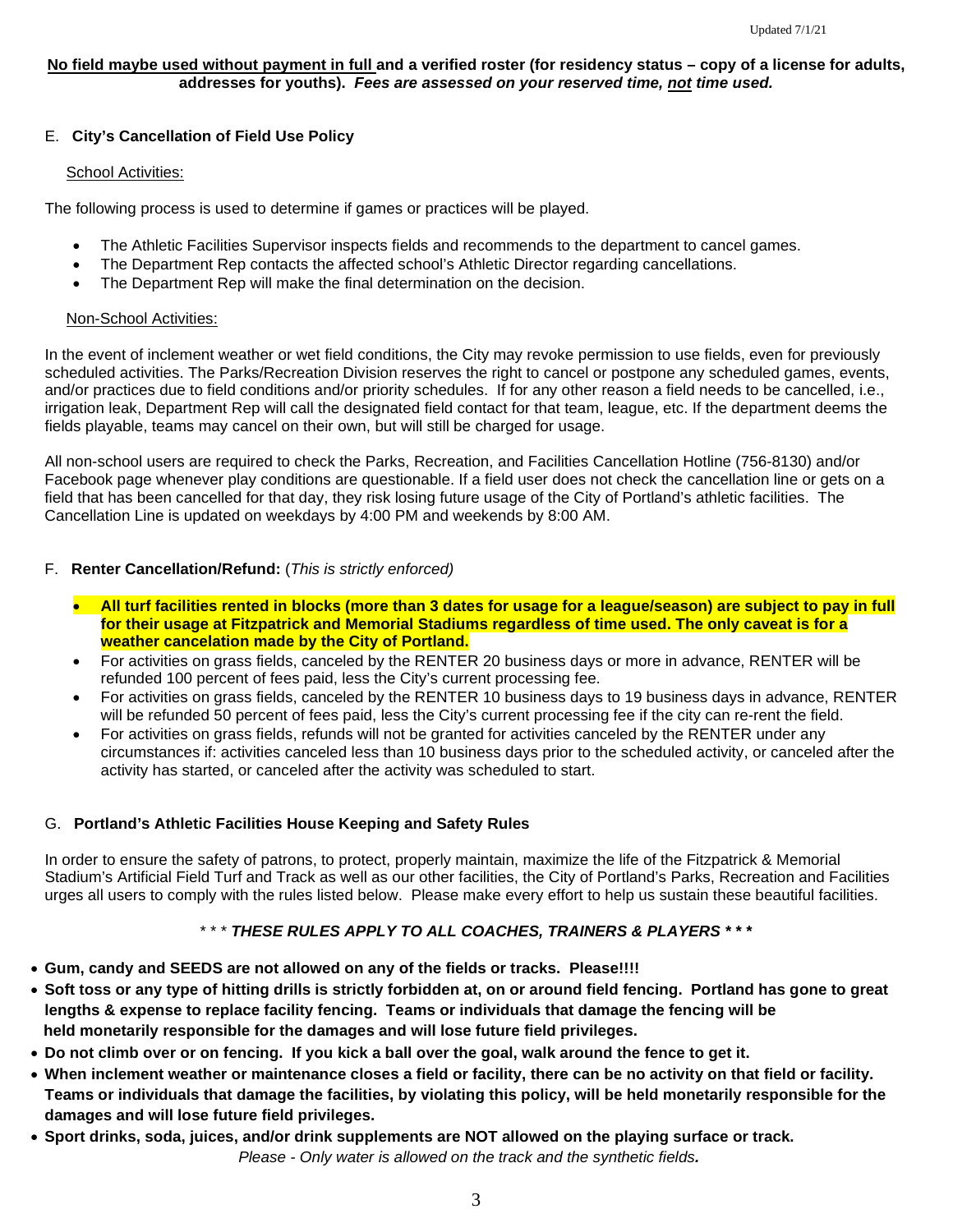**No field maybe used without payment in full and a verified roster (for residency status – copy of a license for adults, addresses for youths).** ***Fees are assessed on your reserved time, not time used.***

## E. City's Cancellation of Field Use Policy

School Activities:

The following process is used to determine if games or practices will be played.

- The Athletic Facilities Supervisor inspects fields and recommends to the department to cancel games.
- The Department Rep contacts the affected school's Athletic Director regarding cancellations.
- The Department Rep will make the final determination on the decision.

Non-School Activities:

In the event of inclement weather or wet field conditions, the City may revoke permission to use fields, even for previously scheduled activities. The Parks/Recreation Division reserves the right to cancel or postpone any scheduled games, events, and/or practices due to field conditions and/or priority schedules. If for any other reason a field needs to be cancelled, i.e., irrigation leak, Department Rep will call the designated field contact for that team, league, etc. If the department deems the fields playable, teams may cancel on their own, but will still be charged for usage.

All non-school users are required to check the Parks, Recreation, and Facilities Cancellation Hotline (756-8130) and/or Facebook page whenever play conditions are questionable. If a field user does not check the cancellation line or gets on a field that has been cancelled for that day, they risk losing future usage of the City of Portland's athletic facilities. The Cancellation Line is updated on weekdays by 4:00 PM and weekends by 8:00 AM.

## F. Renter Cancellation/Refund: *(This is strictly enforced)*

- **All turf facilities rented in blocks (more than 3 dates for usage for a league/season) are subject to pay in full for their usage at Fitzpatrick and Memorial Stadiums regardless of time used. The only caveat is for a weather cancelation made by the City of Portland.**
- For activities on grass fields, canceled by the RENTER 20 business days or more in advance, RENTER will be refunded 100 percent of fees paid, less the City's current processing fee.
- For activities on grass fields, canceled by the RENTER 10 business days to 19 business days in advance, RENTER will be refunded 50 percent of fees paid, less the City's current processing fee if the city can re-rent the field.
- For activities on grass fields, refunds will not be granted for activities canceled by the RENTER under any circumstances if: activities canceled less than 10 business days prior to the scheduled activity, or canceled after the activity has started, or canceled after the activity was scheduled to start.

## G. Portland's Athletic Facilities House Keeping and Safety Rules

In order to ensure the safety of patrons, to protect, properly maintain, maximize the life of the Fitzpatrick & Memorial Stadium's Artificial Field Turf and Track as well as our other facilities, the City of Portland's Parks, Recreation and Facilities urges all users to comply with the rules listed below. Please make every effort to help us sustain these beautiful facilities.

*\* \* \* **THESE RULES APPLY TO ALL COACHES, TRAINERS & PLAYERS \* \* \****

- **Gum, candy and SEEDS are not allowed on any of the fields or tracks. Please!!!!**
- **Soft toss or any type of hitting drills is strictly forbidden at, on or around field fencing. Portland has gone to great lengths & expense to replace facility fencing. Teams or individuals that damage the fencing will be held monetarily responsible for the damages and will lose future field privileges.**
- **Do not climb over or on fencing. If you kick a ball over the goal, walk around the fence to get it.**
- **When inclement weather or maintenance closes a field or facility, there can be no activity on that field or facility. Teams or individuals that damage the facilities, by violating this policy, will be held monetarily responsible for the damages and will lose future field privileges.**
- **Sport drinks, soda, juices, and/or drink supplements are NOT allowed on the playing surface or track.** *Please - Only water is allowed on the track and the synthetic fields.*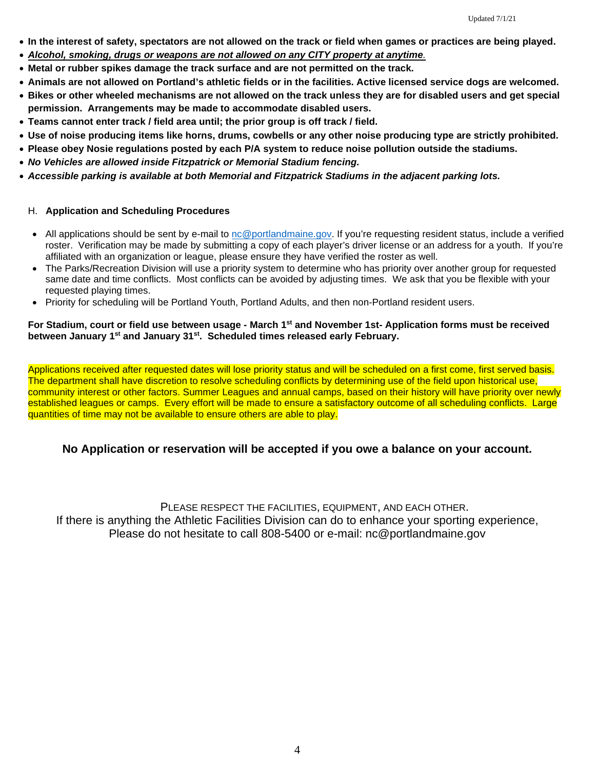- **In the interest of safety, spectators are not allowed on the track or field when games or practices are being played.**
- ***Alcohol, smoking, drugs or weapons are not allowed on any CITY property at anytime.***
- **Metal or rubber spikes damage the track surface and are not permitted on the track.**
- **Animals are not allowed on Portland's athletic fields or in the facilities. Active licensed service dogs are welcomed.**
- **Bikes or other wheeled mechanisms are not allowed on the track unless they are for disabled users and get special permission. Arrangements may be made to accommodate disabled users.**
- **Teams cannot enter track / field area until; the prior group is off track / field.**
- **Use of noise producing items like horns, drums, cowbells or any other noise producing type are strictly prohibited.**
- **Please obey Nosie regulations posted by each P/A system to reduce noise pollution outside the stadiums.**
- ***No Vehicles are allowed inside Fitzpatrick or Memorial Stadium fencing.***
- ***Accessible parking is available at both Memorial and Fitzpatrick Stadiums in the adjacent parking lots.***

## H. Application and Scheduling Procedures

- All applications should be sent by e-mail to nc@portlandmaine.gov. If you're requesting resident status, include a verified roster. Verification may be made by submitting a copy of each player's driver license or an address for a youth. If you're affiliated with an organization or league, please ensure they have verified the roster as well.
- The Parks/Recreation Division will use a priority system to determine who has priority over another group for requested same date and time conflicts. Most conflicts can be avoided by adjusting times. We ask that you be flexible with your requested playing times.
- Priority for scheduling will be Portland Youth, Portland Adults, and then non-Portland resident users.

**For Stadium, court or field use between usage - March 1st and November 1st- Application forms must be received between January 1st and January 31st. Scheduled times released early February.**

Applications received after requested dates will lose priority status and will be scheduled on a first come, first served basis. The department shall have discretion to resolve scheduling conflicts by determining use of the field upon historical use, community interest or other factors. Summer Leagues and annual camps, based on their history will have priority over newly established leagues or camps. Every effort will be made to ensure a satisfactory outcome of all scheduling conflicts. Large quantities of time may not be available to ensure others are able to play.

**No Application or reservation will be accepted if you owe a balance on your account.**

PLEASE RESPECT THE FACILITIES, EQUIPMENT, AND EACH OTHER.

If there is anything the Athletic Facilities Division can do to enhance your sporting experience, Please do not hesitate to call 808-5400 or e-mail: nc@portlandmaine.gov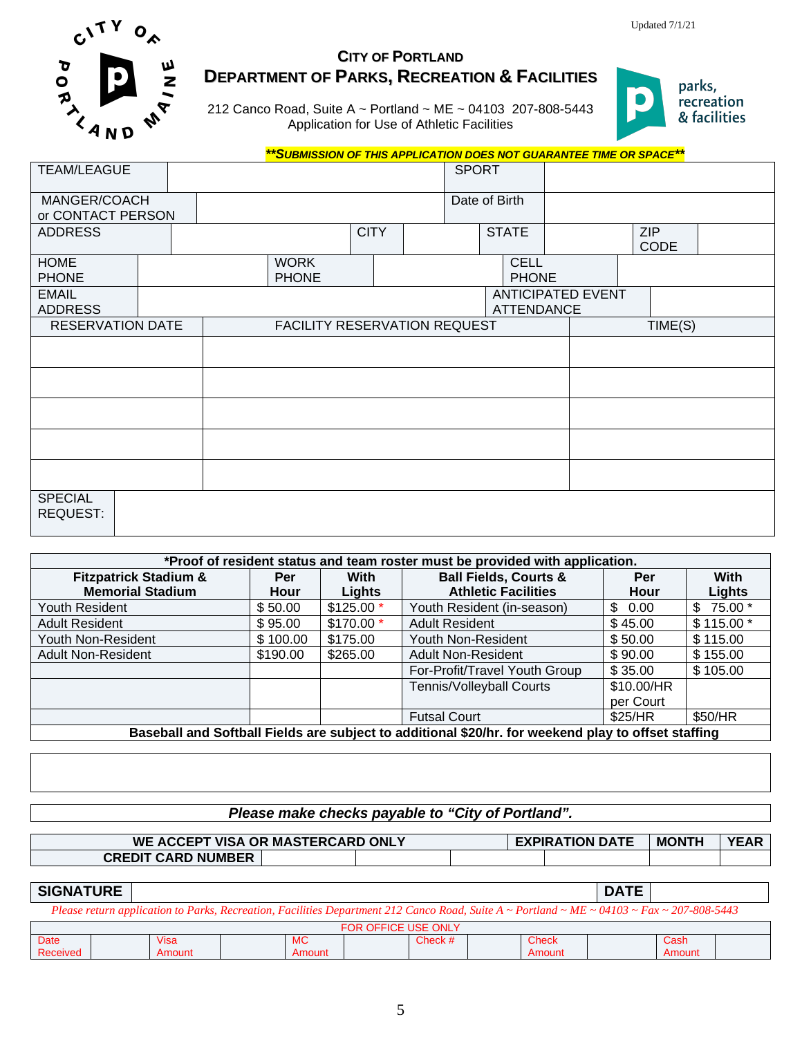Updated 7/1/21

## City of Portland
## Department of Parks, Recreation & Facilities

212 Canco Road, Suite A ~ Portland ~ ME ~ 04103 207-808-5443
Application for Use of Athletic Facilities

parks, recreation & facilities

***\*\*Submission of this application does not guarantee time or space\*\****

| | | | |
|---|---|---|---|
| TEAM/LEAGUE | | SPORT | |
| MANGER/COACH or CONTACT PERSON | | Date of Birth | |

| | | | | | | | |
|---|---|---|---|---|---|---|---|
| ADDRESS | | CITY | | STATE | | ZIP CODE | |
| HOME PHONE | | WORK PHONE | | CELL PHONE | | | |
| EMAIL ADDRESS | | | | ANTICIPATED EVENT ATTENDANCE | | | |

| RESERVATION DATE | FACILITY RESERVATION REQUEST | TIME(S) |
|---|---|---|
| | | |
| | | |
| | | |
| | | |
| | | |

| | |
|---|---|
| SPECIAL REQUEST: | |

| \*Proof of resident status and team roster must be provided with application. | | | | | |
|---|---|---|---|---|---|
| **Fitzpatrick Stadium & Memorial Stadium** | **Per Hour** | **With Lights** | **Ball Fields, Courts & Athletic Facilities** | **Per Hour** | **With Lights** |
| Youth Resident | $ 50.00 | $125.00 * | Youth Resident (in-season) | $ 0.00 | $ 75.00 * |
| Adult Resident | $ 95.00 | $170.00 * | Adult Resident | $ 45.00 | $ 115.00 * |
| Youth Non-Resident | $ 100.00 | $175.00 | Youth Non-Resident | $ 50.00 | $ 115.00 |
| Adult Non-Resident | $190.00 | $265.00 | Adult Non-Resident | $ 90.00 | $ 155.00 |
| | | | For-Profit/Travel Youth Group | $ 35.00 | $ 105.00 |
| | | | Tennis/Volleyball Courts | $10.00/HR per Court | |
| | | | Futsal Court | $25/HR | $50/HR |
| **Baseball and Softball Fields are subject to additional $20/hr. for weekend play to offset staffing** | | | | | |

***Please make checks payable to "City of Portland".***

| **WE ACCEPT VISA OR MASTERCARD ONLY** | | | | | **EXPIRATION DATE** | **MONTH** | **YEAR** |
|---|---|---|---|---|---|---|---|
| **CREDIT CARD NUMBER** | | | | | | | |

| | | | |
|---|---|---|---|
| **SIGNATURE** | | **DATE** | |

*Please return application to Parks, Recreation, Facilities Department 212 Canco Road, Suite A ~ Portland ~ ME ~ 04103 ~ Fax ~ 207-808-5443*

| FOR OFFICE USE ONLY | | | | | | | | | | | |
|---|---|---|---|---|---|---|---|---|---|---|---|
| Date Received | | Visa Amount | | MC Amount | | Check # | | Check Amount | | Cash Amount | |